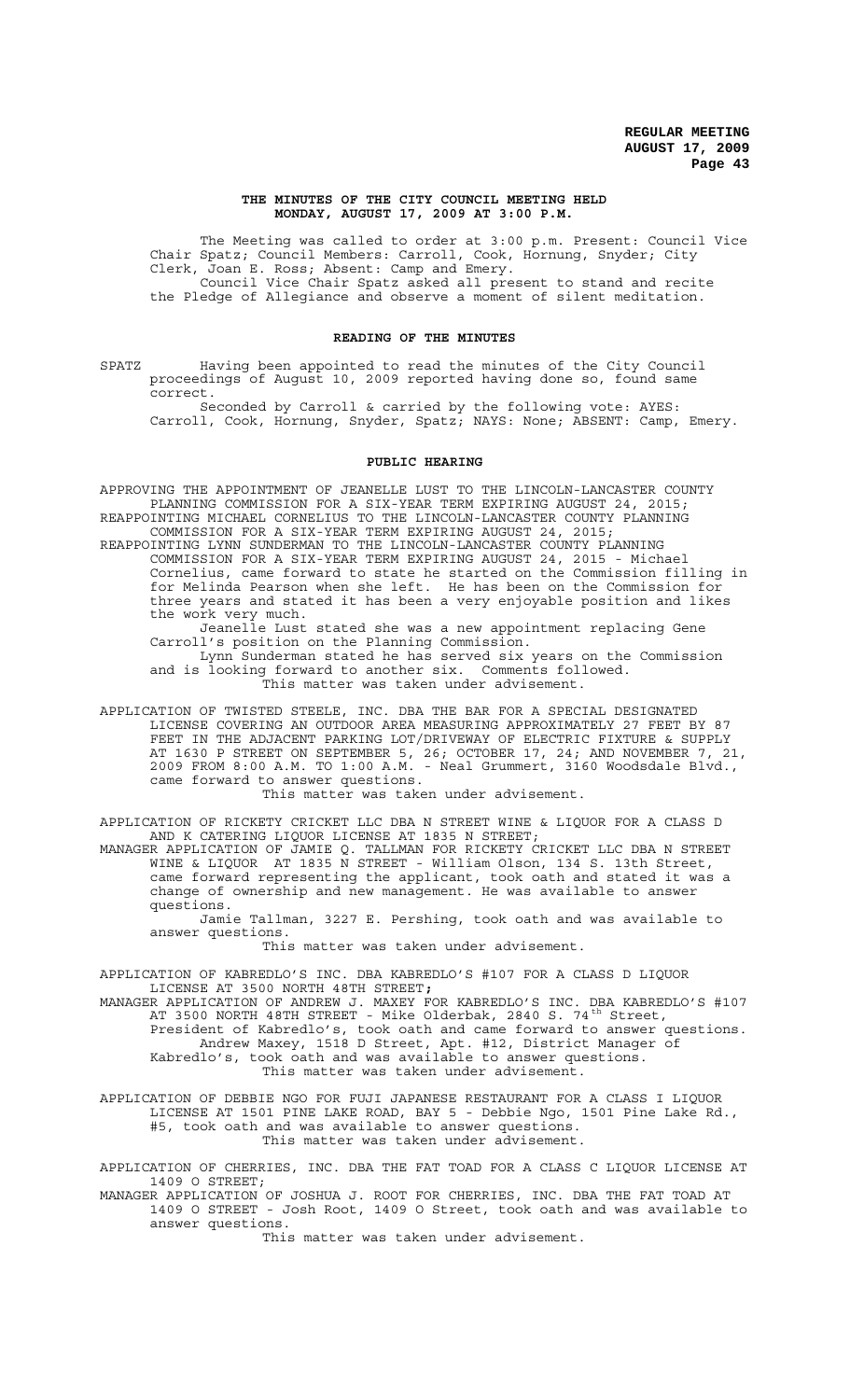**THE MINUTES OF THE CITY COUNCIL MEETING HELD MONDAY, AUGUST 17, 2009 AT 3:00 P.M.**

The Meeting was called to order at 3:00 p.m. Present: Council Vice Chair Spatz; Council Members: Carroll, Cook, Hornung, Snyder; City Clerk, Joan E. Ross; Absent: Camp and Emery.

Council Vice Chair Spatz asked all present to stand and recite the Pledge of Allegiance and observe a moment of silent meditation.

**READING OF THE MINUTES**

SPATZ Having been appointed to read the minutes of the City Council proceedings of August 10, 2009 reported having done so, found same correct.

Seconded by Carroll & carried by the following vote: AYES: Carroll, Cook, Hornung, Snyder, Spatz; NAYS: None; ABSENT: Camp, Emery.

**PUBLIC HEARING**

APPROVING THE APPOINTMENT OF JEANELLE LUST TO THE LINCOLN-LANCASTER COUNTY PLANNING COMMISSION FOR A SIX-YEAR TERM EXPIRING AUGUST 24, 2015;
REAPPOINTING MICHAEL CORNELIUS TO THE LINCOLN-LANCASTER COUNTY PLANNING COMMISSION FOR A SIX-YEAR TERM EXPIRING AUGUST 24, 2015;
REAPPOINTING LYNN SUNDERMAN TO THE LINCOLN-LANCASTER COUNTY PLANNING COMMISSION FOR A SIX-YEAR TERM EXPIRING AUGUST 24, 2015 - Michael Cornelius, came forward to state he started on the Commission filling in for Melinda Pearson when she left. He has been on the Commission for three years and stated it has been a very enjoyable position and likes the work very much.

Jeanelle Lust stated she was a new appointment replacing Gene Carroll's position on the Planning Commission.

Lynn Sunderman stated he has served six years on the Commission and is looking forward to another six. Comments followed.

This matter was taken under advisement.

APPLICATION OF TWISTED STEELE, INC. DBA THE BAR FOR A SPECIAL DESIGNATED LICENSE COVERING AN OUTDOOR AREA MEASURING APPROXIMATELY 27 FEET BY 87 FEET IN THE ADJACENT PARKING LOT/DRIVEWAY OF ELECTRIC FIXTURE & SUPPLY AT 1630 P STREET ON SEPTEMBER 5, 26; OCTOBER 17, 24; AND NOVEMBER 7, 21, 2009 FROM 8:00 A.M. TO 1:00 A.M. - Neal Grummert, 3160 Woodsdale Blvd., came forward to answer questions.

This matter was taken under advisement.

APPLICATION OF RICKETY CRICKET LLC DBA N STREET WINE & LIQUOR FOR A CLASS D AND K CATERING LIQUOR LICENSE AT 1835 N STREET;
MANAGER APPLICATION OF JAMIE Q. TALLMAN FOR RICKETY CRICKET LLC DBA N STREET WINE & LIQUOR AT 1835 N STREET - William Olson, 134 S. 13th Street, came forward representing the applicant, took oath and stated it was a change of ownership and new management. He was available to answer questions.

Jamie Tallman, 3227 E. Pershing, took oath and was available to answer questions.

This matter was taken under advisement.

APPLICATION OF KABREDLO'S INC. DBA KABREDLO'S #107 FOR A CLASS D LIQUOR LICENSE AT 3500 NORTH 48TH STREET;
MANAGER APPLICATION OF ANDREW J. MAXEY FOR KABREDLO'S INC. DBA KABREDLO'S #107 AT 3500 NORTH 48TH STREET - Mike Olderbak, 2840 S. 74th Street, President of Kabredlo's, took oath and came forward to answer questions.

Andrew Maxey, 1518 D Street, Apt. #12, District Manager of Kabredlo's, took oath and was available to answer questions.

This matter was taken under advisement.

APPLICATION OF DEBBIE NGO FOR FUJI JAPANESE RESTAURANT FOR A CLASS I LIQUOR LICENSE AT 1501 PINE LAKE ROAD, BAY 5 - Debbie Ngo, 1501 Pine Lake Rd., #5, took oath and was available to answer questions.

This matter was taken under advisement.

APPLICATION OF CHERRIES, INC. DBA THE FAT TOAD FOR A CLASS C LIQUOR LICENSE AT 1409 O STREET;
MANAGER APPLICATION OF JOSHUA J. ROOT FOR CHERRIES, INC. DBA THE FAT TOAD AT 1409 O STREET - Josh Root, 1409 O Street, took oath and was available to answer questions.

This matter was taken under advisement.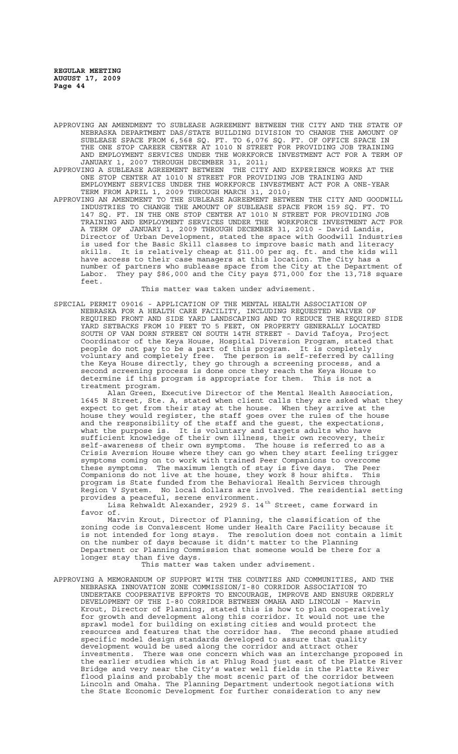APPROVING AN AMENDMENT TO SUBLEASE AGREEMENT BETWEEN THE CITY AND THE STATE OF NEBRASKA DEPARTMENT DAS/STATE BUILDING DIVISION TO CHANGE THE AMOUNT OF SUBLEASE SPACE FROM 6,568 SQ. FT. TO 6,076 SQ. FT. OF OFFICE SPACE IN THE ONE STOP CAREER CENTER AT 1010 N STREET FOR PROVIDING JOB TRAINING AND EMPLOYMENT SERVICES UNDER THE WORKFORCE INVESTMENT ACT FOR A TERM OF JANUARY 1, 2007 THROUGH DECEMBER 31, 2011;

APPROVING A SUBLEASE AGREEMENT BETWEEN THE CITY AND EXPERIENCE WORKS AT THE ONE STOP CENTER AT 1010 N STREET FOR PROVIDING JOB TRAINING AND EMPLOYMENT SERVICES UNDER THE WORKFORCE INVESTMENT ACT FOR A ONE-YEAR TERM FROM APRIL 1, 2009 THROUGH MARCH 31, 2010;

APPROVING AN AMENDMENT TO THE SUBLEASE AGREEMENT BETWEEN THE CITY AND GOODWILL INDUSTRIES TO CHANGE THE AMOUNT OF SUBLEASE SPACE FROM 159 SQ. FT. TO 147 SQ. FT. IN THE ONE STOP CENTER AT 1010 N STREET FOR PROVIDING JOB TRAINING AND EMPLOYMENT SERVICES UNDER THE WORKFORCE INVESTMENT ACT FOR A TERM OF JANUARY 1, 2009 THROUGH DECEMBER 31, 2010 - David Landis, Director of Urban Development, stated the space with Goodwill Industries is used for the Basic Skill classes to improve basic math and literacy skills. It is relatively cheap at $11.00 per sq. ft. and the kids will have access to their case managers at this location. The City has a number of partners who sublease space from the City at the Department of Labor. They pay $86,000 and the City pays $71,000 for the 13,718 square feet.

This matter was taken under advisement.

SPECIAL PERMIT 09016 - APPLICATION OF THE MENTAL HEALTH ASSOCIATION OF NEBRASKA FOR A HEALTH CARE FACILITY, INCLUDING REQUESTED WAIVER OF REQUIRED FRONT AND SIDE YARD LANDSCAPING AND TO REDUCE THE REQUIRED SIDE YARD SETBACKS FROM 10 FEET TO 5 FEET, ON PROPERTY GENERALLY LOCATED SOUTH OF VAN DORN STREET ON SOUTH 14TH STREET - David Tafoya, Project Coordinator of the Keya House, Hospital Diversion Program, stated that people do not pay to be a part of this program. It is completely voluntary and completely free. The person is self-referred by calling the Keya House directly, they go through a screening process, and a second screening process is done once they reach the Keya House to determine if this program is appropriate for them. This is not a treatment program.

Alan Green, Executive Director of the Mental Health Association, 1645 N Street, Ste. A, stated when client calls they are asked what they expect to get from their stay at the house. When they arrive at the house they would register, the staff goes over the rules of the house and the responsibility of the staff and the guest, the expectations, what the purpose is. It is voluntary and targets adults who have sufficient knowledge of their own illness, their own recovery, their self-awareness of their own symptoms. The house is referred to as a Crisis Aversion House where they can go when they start feeling trigger symptoms coming on to work with trained Peer Companions to overcome these symptoms. The maximum length of stay is five days. The Peer Companions do not live at the house, they work 8 hour shifts. This program is State funded from the Behavioral Health Services through Region V System. No local dollars are involved. The residential setting provides a peaceful, serene environment.

Lisa Rehwaldt Alexander, 2929 S. 14th Street, came forward in favor of.

Marvin Krout, Director of Planning, the classification of the zoning code is Convalescent Home under Health Care Facility because it is not intended for long stays. The resolution does not contain a limit on the number of days because it didn't matter to the Planning Department or Planning Commission that someone would be there for a longer stay than five days.

This matter was taken under advisement.

APPROVING A MEMORANDUM OF SUPPORT WITH THE COUNTIES AND COMMUNITIES, AND THE NEBRASKA INNOVATION ZONE COMMISSION/I-80 CORRIDOR ASSOCIATION TO UNDERTAKE COOPERATIVE EFFORTS TO ENCOURAGE, IMPROVE AND ENSURE ORDERLY DEVELOPMENT OF THE I-80 CORRIDOR BETWEEN OMAHA AND LINCOLN - Marvin Krout, Director of Planning, stated this is how to plan cooperatively for growth and development along this corridor. It would not use the sprawl model for building on existing cities and would protect the resources and features that the corridor has. The second phase studied specific model design standards developed to assure that quality development would be used along the corridor and attract other investments. There was one concern which was an interchange proposed in the earlier studies which is at Phlug Road just east of the Platte River Bridge and very near the City's water well fields in the Platte River flood plains and probably the most scenic part of the corridor between Lincoln and Omaha. The Planning Department undertook negotiations with the State Economic Development for further consideration to any new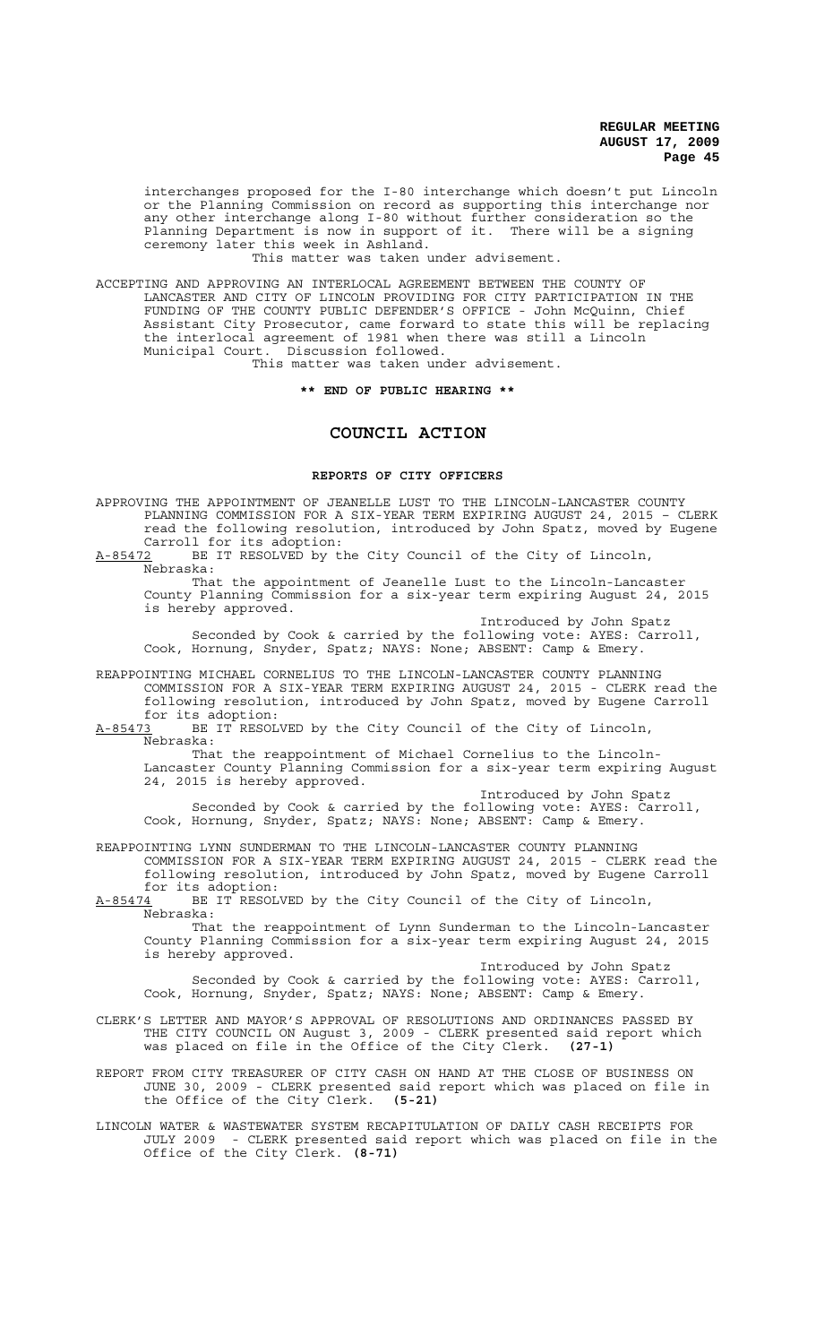interchanges proposed for the I-80 interchange which doesn't put Lincoln or the Planning Commission on record as supporting this interchange nor any other interchange along I-80 without further consideration so the Planning Department is now in support of it. There will be a signing ceremony later this week in Ashland.

This matter was taken under advisement.

ACCEPTING AND APPROVING AN INTERLOCAL AGREEMENT BETWEEN THE COUNTY OF LANCASTER AND CITY OF LINCOLN PROVIDING FOR CITY PARTICIPATION IN THE FUNDING OF THE COUNTY PUBLIC DEFENDER'S OFFICE - John McQuinn, Chief Assistant City Prosecutor, came forward to state this will be replacing the interlocal agreement of 1981 when there was still a Lincoln Municipal Court. Discussion followed.

This matter was taken under advisement.

**\*\* END OF PUBLIC HEARING \*\***

# COUNCIL ACTION

## REPORTS OF CITY OFFICERS

APPROVING THE APPOINTMENT OF JEANELLE LUST TO THE LINCOLN-LANCASTER COUNTY PLANNING COMMISSION FOR A SIX-YEAR TERM EXPIRING AUGUST 24, 2015 – CLERK read the following resolution, introduced by John Spatz, moved by Eugene Carroll for its adoption:

A-85472 BE IT RESOLVED by the City Council of the City of Lincoln, Nebraska:

That the appointment of Jeanelle Lust to the Lincoln-Lancaster County Planning Commission for a six-year term expiring August 24, 2015 is hereby approved.

Introduced by John Spatz

Seconded by Cook & carried by the following vote: AYES: Carroll, Cook, Hornung, Snyder, Spatz; NAYS: None; ABSENT: Camp & Emery.

REAPPOINTING MICHAEL CORNELIUS TO THE LINCOLN-LANCASTER COUNTY PLANNING COMMISSION FOR A SIX-YEAR TERM EXPIRING AUGUST 24, 2015 - CLERK read the following resolution, introduced by John Spatz, moved by Eugene Carroll for its adoption:

A-85473 BE IT RESOLVED by the City Council of the City of Lincoln, Nebraska:

That the reappointment of Michael Cornelius to the Lincoln-Lancaster County Planning Commission for a six-year term expiring August 24, 2015 is hereby approved.

Introduced by John Spatz

Seconded by Cook & carried by the following vote: AYES: Carroll, Cook, Hornung, Snyder, Spatz; NAYS: None; ABSENT: Camp & Emery.

REAPPOINTING LYNN SUNDERMAN TO THE LINCOLN-LANCASTER COUNTY PLANNING COMMISSION FOR A SIX-YEAR TERM EXPIRING AUGUST 24, 2015 - CLERK read the following resolution, introduced by John Spatz, moved by Eugene Carroll for its adoption:

A-85474 BE IT RESOLVED by the City Council of the City of Lincoln, Nebraska:

That the reappointment of Lynn Sunderman to the Lincoln-Lancaster County Planning Commission for a six-year term expiring August 24, 2015 is hereby approved.

Introduced by John Spatz

Seconded by Cook & carried by the following vote: AYES: Carroll, Cook, Hornung, Snyder, Spatz; NAYS: None; ABSENT: Camp & Emery.

CLERK'S LETTER AND MAYOR'S APPROVAL OF RESOLUTIONS AND ORDINANCES PASSED BY THE CITY COUNCIL ON August 3, 2009 - CLERK presented said report which was placed on file in the Office of the City Clerk. **(27-1)**

REPORT FROM CITY TREASURER OF CITY CASH ON HAND AT THE CLOSE OF BUSINESS ON JUNE 30, 2009 - CLERK presented said report which was placed on file in the Office of the City Clerk. **(5-21)**

LINCOLN WATER & WASTEWATER SYSTEM RECAPITULATION OF DAILY CASH RECEIPTS FOR JULY 2009 - CLERK presented said report which was placed on file in the Office of the City Clerk. **(8-71)**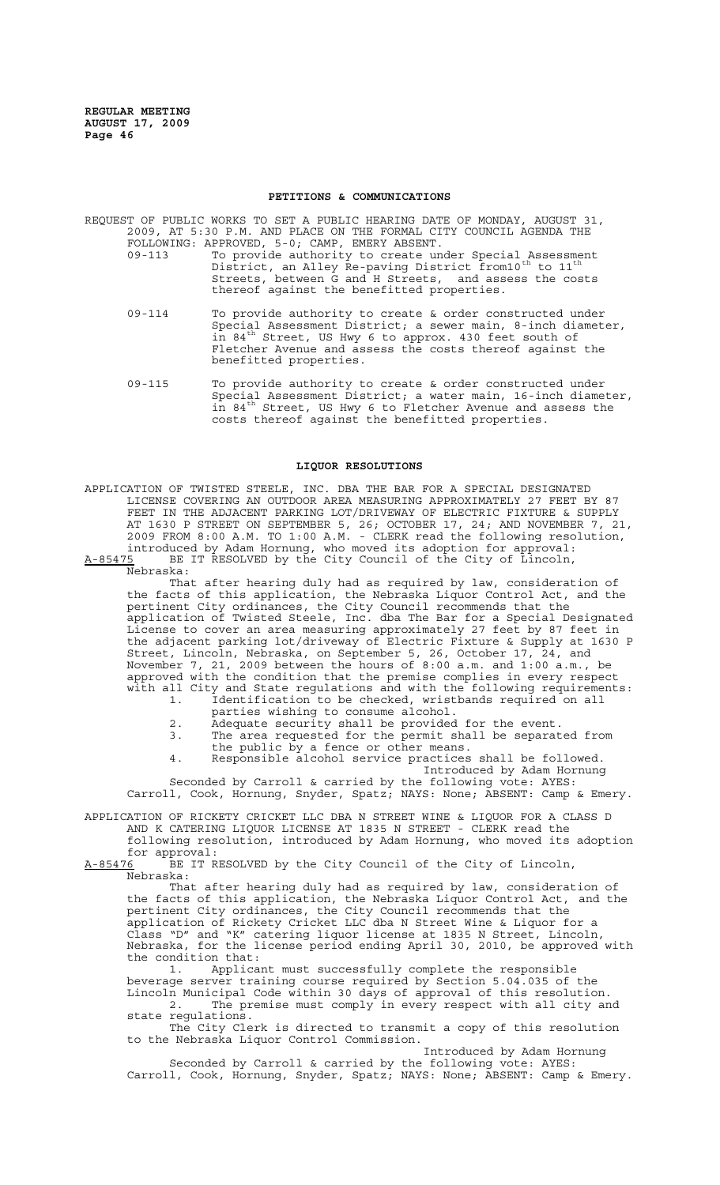## PETITIONS & COMMUNICATIONS

REQUEST OF PUBLIC WORKS TO SET A PUBLIC HEARING DATE OF MONDAY, AUGUST 31, 2009, AT 5:30 P.M. AND PLACE ON THE FORMAL CITY COUNCIL AGENDA THE FOLLOWING: APPROVED, 5-0; CAMP, EMERY ABSENT.

09-113 To provide authority to create under Special Assessment District, an Alley Re-paving District from10th to 11th Streets, between G and H Streets, and assess the costs thereof against the benefitted properties.

09-114 To provide authority to create & order constructed under Special Assessment District; a sewer main, 8-inch diameter, in 84th Street, US Hwy 6 to approx. 430 feet south of Fletcher Avenue and assess the costs thereof against the benefitted properties.

09-115 To provide authority to create & order constructed under Special Assessment District; a water main, 16-inch diameter, in 84th Street, US Hwy 6 to Fletcher Avenue and assess the costs thereof against the benefitted properties.

## LIQUOR RESOLUTIONS

APPLICATION OF TWISTED STEELE, INC. DBA THE BAR FOR A SPECIAL DESIGNATED LICENSE COVERING AN OUTDOOR AREA MEASURING APPROXIMATELY 27 FEET BY 87 FEET IN THE ADJACENT PARKING LOT/DRIVEWAY OF ELECTRIC FIXTURE & SUPPLY AT 1630 P STREET ON SEPTEMBER 5, 26; OCTOBER 17, 24; AND NOVEMBER 7, 21, 2009 FROM 8:00 A.M. TO 1:00 A.M. - CLERK read the following resolution, introduced by Adam Hornung, who moved its adoption for approval:

A-85475 BE IT RESOLVED by the City Council of the City of Lincoln, Nebraska:

That after hearing duly had as required by law, consideration of the facts of this application, the Nebraska Liquor Control Act, and the pertinent City ordinances, the City Council recommends that the application of Twisted Steele, Inc. dba The Bar for a Special Designated License to cover an area measuring approximately 27 feet by 87 feet in the adjacent parking lot/driveway of Electric Fixture & Supply at 1630 P Street, Lincoln, Nebraska, on September 5, 26, October 17, 24, and November 7, 21, 2009 between the hours of 8:00 a.m. and 1:00 a.m., be approved with the condition that the premise complies in every respect with all City and State regulations and with the following requirements:

1. Identification to be checked, wristbands required on all parties wishing to consume alcohol.
2. Adequate security shall be provided for the event.
3. The area requested for the permit shall be separated from the public by a fence or other means.
4. Responsible alcohol service practices shall be followed.

Introduced by Adam Hornung

Seconded by Carroll & carried by the following vote: AYES: Carroll, Cook, Hornung, Snyder, Spatz; NAYS: None; ABSENT: Camp & Emery.

APPLICATION OF RICKETY CRICKET LLC DBA N STREET WINE & LIQUOR FOR A CLASS D AND K CATERING LIQUOR LICENSE AT 1835 N STREET - CLERK read the following resolution, introduced by Adam Hornung, who moved its adoption for approval:

A-85476 BE IT RESOLVED by the City Council of the City of Lincoln, Nebraska:

That after hearing duly had as required by law, consideration of the facts of this application, the Nebraska Liquor Control Act, and the pertinent City ordinances, the City Council recommends that the application of Rickety Cricket LLC dba N Street Wine & Liquor for a Class "D" and "K" catering liquor license at 1835 N Street, Lincoln, Nebraska, for the license period ending April 30, 2010, be approved with the condition that:

1. Applicant must successfully complete the responsible beverage server training course required by Section 5.04.035 of the Lincoln Municipal Code within 30 days of approval of this resolution.
2. The premise must comply in every respect with all city and state regulations.

The City Clerk is directed to transmit a copy of this resolution to the Nebraska Liquor Control Commission.

Introduced by Adam Hornung

Seconded by Carroll & carried by the following vote: AYES: Carroll, Cook, Hornung, Snyder, Spatz; NAYS: None; ABSENT: Camp & Emery.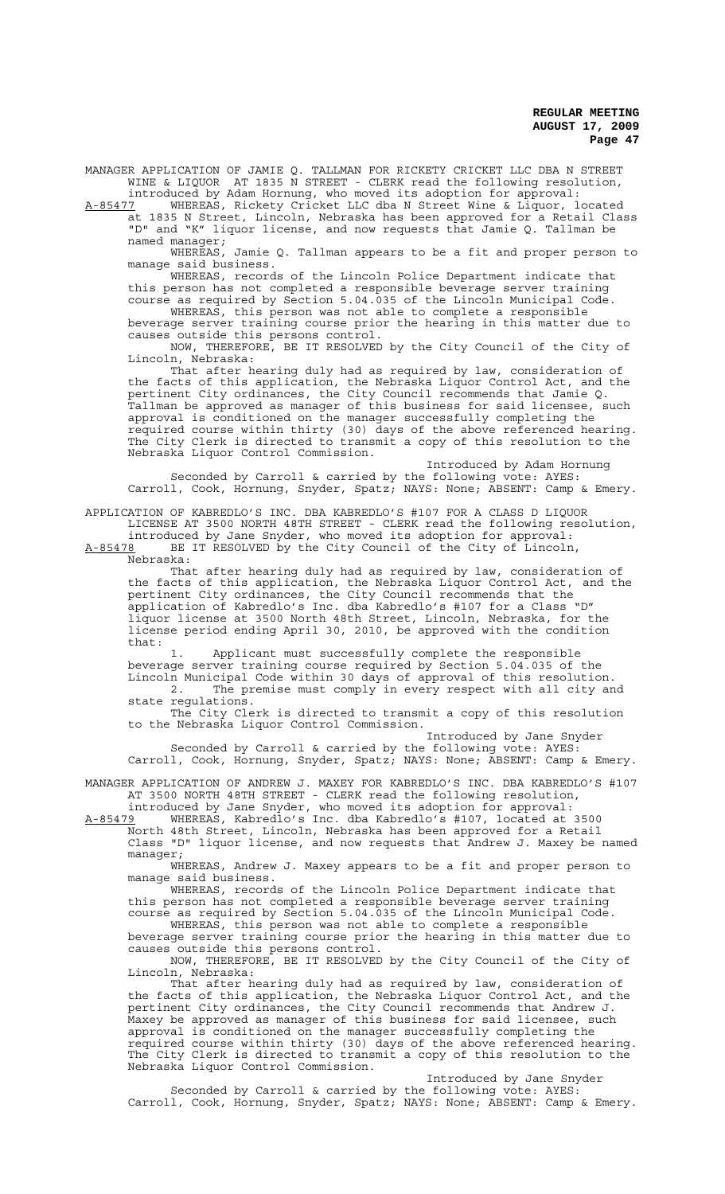MANAGER APPLICATION OF JAMIE Q. TALLMAN FOR RICKETY CRICKET LLC DBA N STREET WINE & LIQUOR AT 1835 N STREET - CLERK read the following resolution, introduced by Adam Hornung, who moved its adoption for approval:

A-85477 WHEREAS, Rickety Cricket LLC dba N Street Wine & Liquor, located at 1835 N Street, Lincoln, Nebraska has been approved for a Retail Class "D" and "K" liquor license, and now requests that Jamie Q. Tallman be named manager;

WHEREAS, Jamie Q. Tallman appears to be a fit and proper person to manage said business.

WHEREAS, records of the Lincoln Police Department indicate that this person has not completed a responsible beverage server training course as required by Section 5.04.035 of the Lincoln Municipal Code.

WHEREAS, this person was not able to complete a responsible beverage server training course prior the hearing in this matter due to causes outside this persons control.

NOW, THEREFORE, BE IT RESOLVED by the City Council of the City of Lincoln, Nebraska:

That after hearing duly had as required by law, consideration of the facts of this application, the Nebraska Liquor Control Act, and the pertinent City ordinances, the City Council recommends that Jamie Q. Tallman be approved as manager of this business for said licensee, such approval is conditioned on the manager successfully completing the required course within thirty (30) days of the above referenced hearing. The City Clerk is directed to transmit a copy of this resolution to the Nebraska Liquor Control Commission.

Introduced by Adam Hornung

Seconded by Carroll & carried by the following vote: AYES: Carroll, Cook, Hornung, Snyder, Spatz; NAYS: None; ABSENT: Camp & Emery.

APPLICATION OF KABREDLO'S INC. DBA KABREDLO'S #107 FOR A CLASS D LIQUOR LICENSE AT 3500 NORTH 48TH STREET - CLERK read the following resolution, introduced by Jane Snyder, who moved its adoption for approval:

A-85478 BE IT RESOLVED by the City Council of the City of Lincoln, Nebraska:

That after hearing duly had as required by law, consideration of the facts of this application, the Nebraska Liquor Control Act, and the pertinent City ordinances, the City Council recommends that the application of Kabredlo's Inc. dba Kabredlo's #107 for a Class "D" liquor license at 3500 North 48th Street, Lincoln, Nebraska, for the license period ending April 30, 2010, be approved with the condition that:

1. Applicant must successfully complete the responsible beverage server training course required by Section 5.04.035 of the Lincoln Municipal Code within 30 days of approval of this resolution.
2. The premise must comply in every respect with all city and state regulations.

The City Clerk is directed to transmit a copy of this resolution to the Nebraska Liquor Control Commission.

Introduced by Jane Snyder

Seconded by Carroll & carried by the following vote: AYES: Carroll, Cook, Hornung, Snyder, Spatz; NAYS: None; ABSENT: Camp & Emery.

MANAGER APPLICATION OF ANDREW J. MAXEY FOR KABREDLO'S INC. DBA KABREDLO'S #107 AT 3500 NORTH 48TH STREET - CLERK read the following resolution, introduced by Jane Snyder, who moved its adoption for approval:

A-85479 WHEREAS, Kabredlo's Inc. dba Kabredlo's #107, located at 3500 North 48th Street, Lincoln, Nebraska has been approved for a Retail Class "D" liquor license, and now requests that Andrew J. Maxey be named manager;

WHEREAS, Andrew J. Maxey appears to be a fit and proper person to manage said business.

WHEREAS, records of the Lincoln Police Department indicate that this person has not completed a responsible beverage server training course as required by Section 5.04.035 of the Lincoln Municipal Code.

WHEREAS, this person was not able to complete a responsible beverage server training course prior the hearing in this matter due to causes outside this persons control.

NOW, THEREFORE, BE IT RESOLVED by the City Council of the City of Lincoln, Nebraska:

That after hearing duly had as required by law, consideration of the facts of this application, the Nebraska Liquor Control Act, and the pertinent City ordinances, the City Council recommends that Andrew J. Maxey be approved as manager of this business for said licensee, such approval is conditioned on the manager successfully completing the required course within thirty (30) days of the above referenced hearing. The City Clerk is directed to transmit a copy of this resolution to the Nebraska Liquor Control Commission.

Introduced by Jane Snyder

Seconded by Carroll & carried by the following vote: AYES: Carroll, Cook, Hornung, Snyder, Spatz; NAYS: None; ABSENT: Camp & Emery.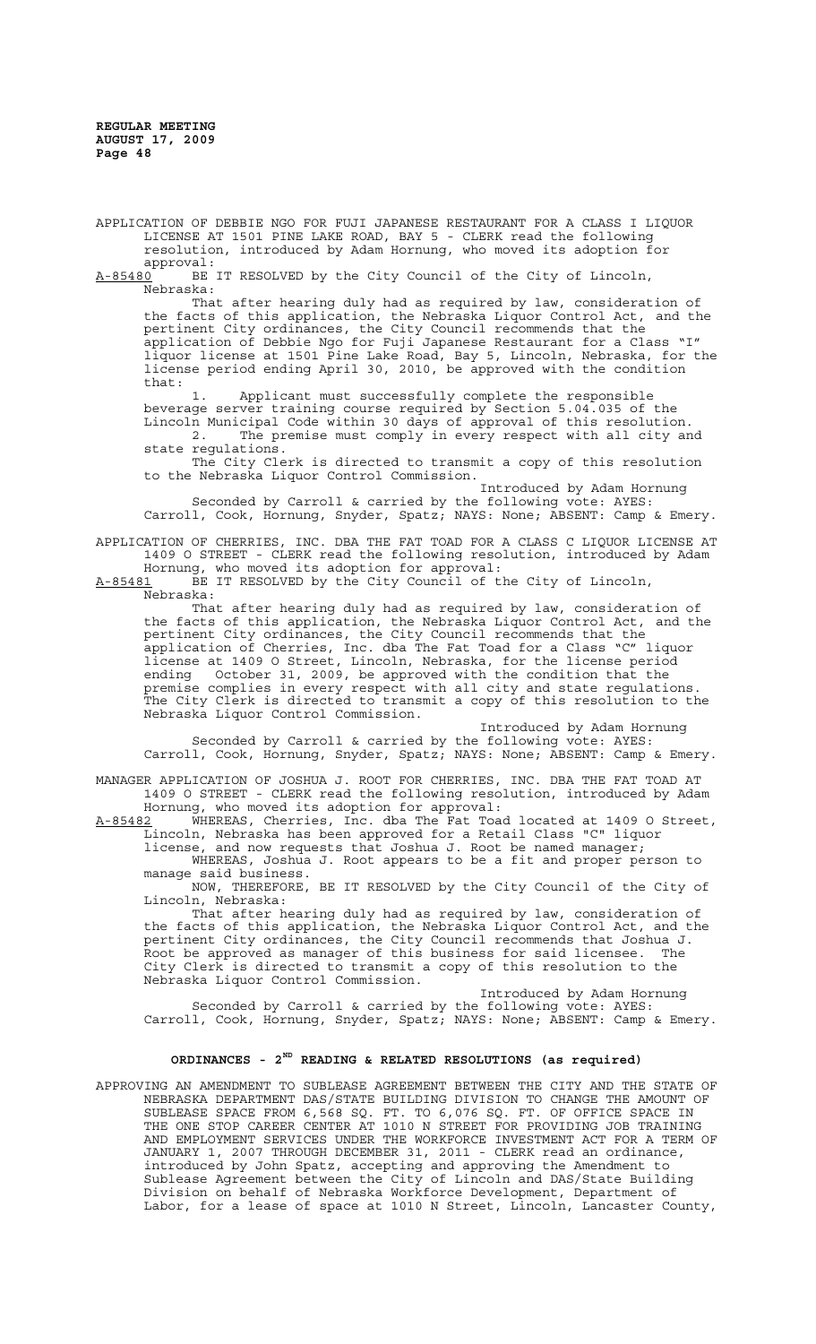APPLICATION OF DEBBIE NGO FOR FUJI JAPANESE RESTAURANT FOR A CLASS I LIQUOR LICENSE AT 1501 PINE LAKE ROAD, BAY 5 - CLERK read the following resolution, introduced by Adam Hornung, who moved its adoption for approval:

A-85480 BE IT RESOLVED by the City Council of the City of Lincoln, Nebraska:

That after hearing duly had as required by law, consideration of the facts of this application, the Nebraska Liquor Control Act, and the pertinent City ordinances, the City Council recommends that the application of Debbie Ngo for Fuji Japanese Restaurant for a Class "I" liquor license at 1501 Pine Lake Road, Bay 5, Lincoln, Nebraska, for the license period ending April 30, 2010, be approved with the condition that:

1. Applicant must successfully complete the responsible beverage server training course required by Section 5.04.035 of the Lincoln Municipal Code within 30 days of approval of this resolution.
2. The premise must comply in every respect with all city and state regulations.

The City Clerk is directed to transmit a copy of this resolution to the Nebraska Liquor Control Commission.

Introduced by Adam Hornung

Seconded by Carroll & carried by the following vote: AYES: Carroll, Cook, Hornung, Snyder, Spatz; NAYS: None; ABSENT: Camp & Emery.

APPLICATION OF CHERRIES, INC. DBA THE FAT TOAD FOR A CLASS C LIQUOR LICENSE AT 1409 O STREET - CLERK read the following resolution, introduced by Adam Hornung, who moved its adoption for approval:

A-85481 BE IT RESOLVED by the City Council of the City of Lincoln, Nebraska:

That after hearing duly had as required by law, consideration of the facts of this application, the Nebraska Liquor Control Act, and the pertinent City ordinances, the City Council recommends that the application of Cherries, Inc. dba The Fat Toad for a Class "C" liquor license at 1409 O Street, Lincoln, Nebraska, for the license period ending October 31, 2009, be approved with the condition that the premise complies in every respect with all city and state regulations. The City Clerk is directed to transmit a copy of this resolution to the Nebraska Liquor Control Commission.

Introduced by Adam Hornung

Seconded by Carroll & carried by the following vote: AYES: Carroll, Cook, Hornung, Snyder, Spatz; NAYS: None; ABSENT: Camp & Emery.

MANAGER APPLICATION OF JOSHUA J. ROOT FOR CHERRIES, INC. DBA THE FAT TOAD AT 1409 O STREET - CLERK read the following resolution, introduced by Adam Hornung, who moved its adoption for approval:

A-85482 WHEREAS, Cherries, Inc. dba The Fat Toad located at 1409 O Street, Lincoln, Nebraska has been approved for a Retail Class "C" liquor license, and now requests that Joshua J. Root be named manager;

WHEREAS, Joshua J. Root appears to be a fit and proper person to manage said business.

NOW, THEREFORE, BE IT RESOLVED by the City Council of the City of Lincoln, Nebraska:

That after hearing duly had as required by law, consideration of the facts of this application, the Nebraska Liquor Control Act, and the pertinent City ordinances, the City Council recommends that Joshua J. Root be approved as manager of this business for said licensee. The City Clerk is directed to transmit a copy of this resolution to the Nebraska Liquor Control Commission.

Introduced by Adam Hornung

Seconded by Carroll & carried by the following vote: AYES: Carroll, Cook, Hornung, Snyder, Spatz; NAYS: None; ABSENT: Camp & Emery.

## ORDINANCES - 2ND READING & RELATED RESOLUTIONS (as required)

APPROVING AN AMENDMENT TO SUBLEASE AGREEMENT BETWEEN THE CITY AND THE STATE OF NEBRASKA DEPARTMENT DAS/STATE BUILDING DIVISION TO CHANGE THE AMOUNT OF SUBLEASE SPACE FROM 6,568 SQ. FT. TO 6,076 SQ. FT. OF OFFICE SPACE IN THE ONE STOP CAREER CENTER AT 1010 N STREET FOR PROVIDING JOB TRAINING AND EMPLOYMENT SERVICES UNDER THE WORKFORCE INVESTMENT ACT FOR A TERM OF JANUARY 1, 2007 THROUGH DECEMBER 31, 2011 - CLERK read an ordinance, introduced by John Spatz, accepting and approving the Amendment to Sublease Agreement between the City of Lincoln and DAS/State Building Division on behalf of Nebraska Workforce Development, Department of Labor, for a lease of space at 1010 N Street, Lincoln, Lancaster County,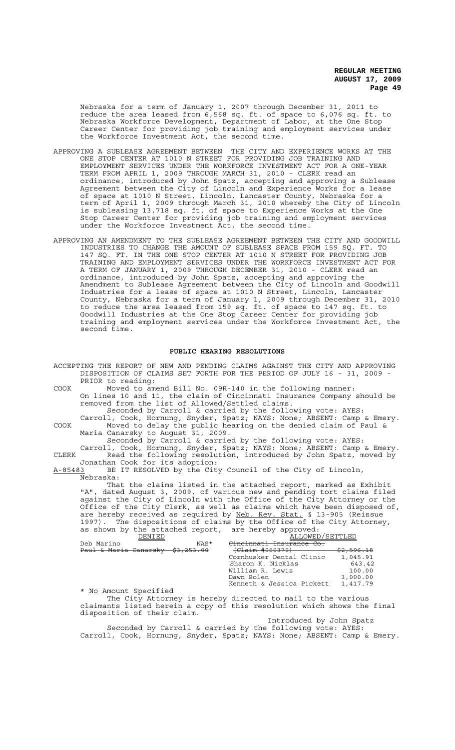Nebraska for a term of January 1, 2007 through December 31, 2011 to reduce the area leased from 6,568 sq. ft. of space to 6,076 sq. ft. to Nebraska Workforce Development, Department of Labor, at the One Stop Career Center for providing job training and employment services under the Workforce Investment Act, the second time.

APPROVING A SUBLEASE AGREEMENT BETWEEN THE CITY AND EXPERIENCE WORKS AT THE ONE STOP CENTER AT 1010 N STREET FOR PROVIDING JOB TRAINING AND EMPLOYMENT SERVICES UNDER THE WORKFORCE INVESTMENT ACT FOR A ONE-YEAR TERM FROM APRIL 1, 2009 THROUGH MARCH 31, 2010 - CLERK read an ordinance, introduced by John Spatz, accepting and approving a Sublease Agreement between the City of Lincoln and Experience Works for a lease of space at 1010 N Street, Lincoln, Lancaster County, Nebraska for a term of April 1, 2009 through March 31, 2010 whereby the City of Lincoln is subleasing 13,718 sq. ft. of space to Experience Works at the One Stop Career Center for providing job training and employment services under the Workforce Investment Act, the second time.

APPROVING AN AMENDMENT TO THE SUBLEASE AGREEMENT BETWEEN THE CITY AND GOODWILL INDUSTRIES TO CHANGE THE AMOUNT OF SUBLEASE SPACE FROM 159 SQ. FT. TO 147 SQ. FT. IN THE ONE STOP CENTER AT 1010 N STREET FOR PROVIDING JOB TRAINING AND EMPLOYMENT SERVICES UNDER THE WORKFORCE INVESTMENT ACT FOR A TERM OF JANUARY 1, 2009 THROUGH DECEMBER 31, 2010 - CLERK read an ordinance, introduced by John Spatz, accepting and approving the Amendment to Sublease Agreement between the City of Lincoln and Goodwill Industries for a lease of space at 1010 N Street, Lincoln, Lancaster County, Nebraska for a term of January 1, 2009 through December 31, 2010 to reduce the area leased from 159 sq. ft. of space to 147 sq. ft. to Goodwill Industries at the One Stop Career Center for providing job training and employment services under the Workforce Investment Act, the second time.

## PUBLIC HEARING RESOLUTIONS

ACCEPTING THE REPORT OF NEW AND PENDING CLAIMS AGAINST THE CITY AND APPROVING DISPOSITION OF CLAIMS SET FORTH FOR THE PERIOD OF JULY 16 - 31, 2009 - PRIOR to reading:

COOK Moved to amend Bill No. 09R-140 in the following manner: On lines 10 and 11, the claim of Cincinnati Insurance Company should be removed from the list of Allowed/Settled claims.
Seconded by Carroll & carried by the following vote: AYES: Carroll, Cook, Hornung, Snyder, Spatz; NAYS: None; ABSENT: Camp & Emery.

COOK Moved to delay the public hearing on the denied claim of Paul & Maria Canarsky to August 31, 2009.
Seconded by Carroll & carried by the following vote: AYES: Carroll, Cook, Hornung, Snyder, Spatz; NAYS: None; ABSENT: Camp & Emery.

CLERK Read the following resolution, introduced by John Spatz, moved by Jonathan Cook for its adoption:

A-85483 BE IT RESOLVED by the City Council of the City of Lincoln, Nebraska:

That the claims listed in the attached report, marked as Exhibit "A", dated August 3, 2009, of various new and pending tort claims filed against the City of Lincoln with the Office of the City Attorney or the Office of the City Clerk, as well as claims which have been disposed of, are hereby received as required by Neb. Rev. Stat. § 13-905 (Reissue 1997). The dispositions of claims by the Office of the City Attorney, as shown by the attached report, are hereby approved:

| DENIED | | ALLOWED/SETTLED | |
|---|---|---|---|
| Deb Marino | NAS* | ~~Cincinnati Insurance Co. (Claim #950379)~~ | ~~$2,596.18~~ |
| ~~Paul & Maria Canarsky~~ | ~~$3,253.00~~ | Cornhusker Dental Clinic | 1,045.91 |
| | | Sharon K. Nicklas | 643.42 |
| | | William R. Lewis | 100.00 |
| | | Dawn Bolen | 3,000.00 |
| | | Kenneth & Jessica Pickett | 1,417.79 |

* No Amount Specified

The City Attorney is hereby directed to mail to the various claimants listed herein a copy of this resolution which shows the final disposition of their claim.

Introduced by John Spatz

Seconded by Carroll & carried by the following vote: AYES: Carroll, Cook, Hornung, Snyder, Spatz; NAYS: None; ABSENT: Camp & Emery.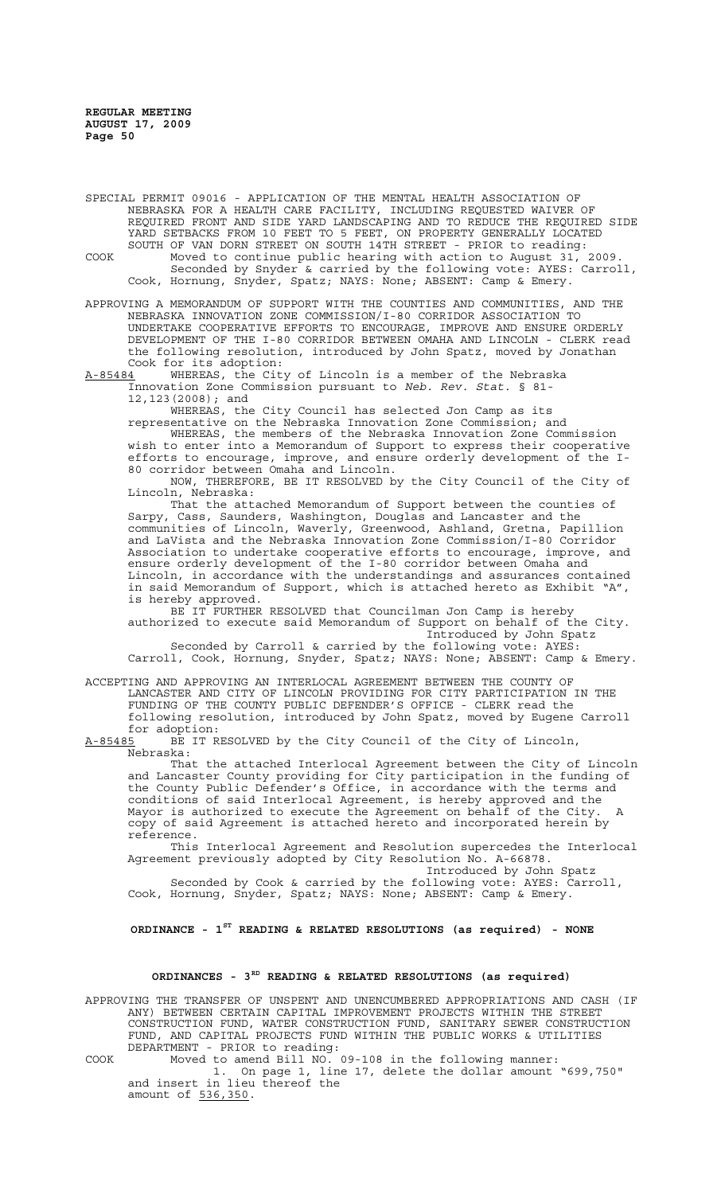SPECIAL PERMIT 09016 - APPLICATION OF THE MENTAL HEALTH ASSOCIATION OF NEBRASKA FOR A HEALTH CARE FACILITY, INCLUDING REQUESTED WAIVER OF REQUIRED FRONT AND SIDE YARD LANDSCAPING AND TO REDUCE THE REQUIRED SIDE YARD SETBACKS FROM 10 FEET TO 5 FEET, ON PROPERTY GENERALLY LOCATED SOUTH OF VAN DORN STREET ON SOUTH 14TH STREET - PRIOR to reading:

COOK Moved to continue public hearing with action to August 31, 2009.
Seconded by Snyder & carried by the following vote: AYES: Carroll, Cook, Hornung, Snyder, Spatz; NAYS: None; ABSENT: Camp & Emery.

APPROVING A MEMORANDUM OF SUPPORT WITH THE COUNTIES AND COMMUNITIES, AND THE NEBRASKA INNOVATION ZONE COMMISSION/I-80 CORRIDOR ASSOCIATION TO UNDERTAKE COOPERATIVE EFFORTS TO ENCOURAGE, IMPROVE AND ENSURE ORDERLY DEVELOPMENT OF THE I-80 CORRIDOR BETWEEN OMAHA AND LINCOLN - CLERK read the following resolution, introduced by John Spatz, moved by Jonathan Cook for its adoption:

A-85484 WHEREAS, the City of Lincoln is a member of the Nebraska Innovation Zone Commission pursuant to *Neb. Rev. Stat.* § 81-12,123(2008); and

WHEREAS, the City Council has selected Jon Camp as its representative on the Nebraska Innovation Zone Commission; and

WHEREAS, the members of the Nebraska Innovation Zone Commission wish to enter into a Memorandum of Support to express their cooperative efforts to encourage, improve, and ensure orderly development of the I-80 corridor between Omaha and Lincoln.

NOW, THEREFORE, BE IT RESOLVED by the City Council of the City of Lincoln, Nebraska:

That the attached Memorandum of Support between the counties of Sarpy, Cass, Saunders, Washington, Douglas and Lancaster and the communities of Lincoln, Waverly, Greenwood, Ashland, Gretna, Papillion and LaVista and the Nebraska Innovation Zone Commission/I-80 Corridor Association to undertake cooperative efforts to encourage, improve, and ensure orderly development of the I-80 corridor between Omaha and Lincoln, in accordance with the understandings and assurances contained in said Memorandum of Support, which is attached hereto as Exhibit "A", is hereby approved.

BE IT FURTHER RESOLVED that Councilman Jon Camp is hereby authorized to execute said Memorandum of Support on behalf of the City.

Introduced by John Spatz

Seconded by Carroll & carried by the following vote: AYES: Carroll, Cook, Hornung, Snyder, Spatz; NAYS: None; ABSENT: Camp & Emery.

ACCEPTING AND APPROVING AN INTERLOCAL AGREEMENT BETWEEN THE COUNTY OF LANCASTER AND CITY OF LINCOLN PROVIDING FOR CITY PARTICIPATION IN THE FUNDING OF THE COUNTY PUBLIC DEFENDER'S OFFICE - CLERK read the following resolution, introduced by John Spatz, moved by Eugene Carroll for adoption:

A-85485 BE IT RESOLVED by the City Council of the City of Lincoln, Nebraska:

That the attached Interlocal Agreement between the City of Lincoln and Lancaster County providing for City participation in the funding of the County Public Defender's Office, in accordance with the terms and conditions of said Interlocal Agreement, is hereby approved and the Mayor is authorized to execute the Agreement on behalf of the City. A copy of said Agreement is attached hereto and incorporated herein by reference.

This Interlocal Agreement and Resolution supercedes the Interlocal Agreement previously adopted by City Resolution No. A-66878.

Introduced by John Spatz

Seconded by Cook & carried by the following vote: AYES: Carroll, Cook, Hornung, Snyder, Spatz; NAYS: None; ABSENT: Camp & Emery.

## ORDINANCE - 1ST READING & RELATED RESOLUTIONS (as required) - NONE

## ORDINANCES - 3RD READING & RELATED RESOLUTIONS (as required)

APPROVING THE TRANSFER OF UNSPENT AND UNENCUMBERED APPROPRIATIONS AND CASH (IF ANY) BETWEEN CERTAIN CAPITAL IMPROVEMENT PROJECTS WITHIN THE STREET CONSTRUCTION FUND, WATER CONSTRUCTION FUND, SANITARY SEWER CONSTRUCTION FUND, AND CAPITAL PROJECTS FUND WITHIN THE PUBLIC WORKS & UTILITIES DEPARTMENT - PRIOR to reading:

COOK Moved to amend Bill NO. 09-108 in the following manner:

1. On page 1, line 17, delete the dollar amount "699,750" and insert in lieu thereof the amount of 536,350.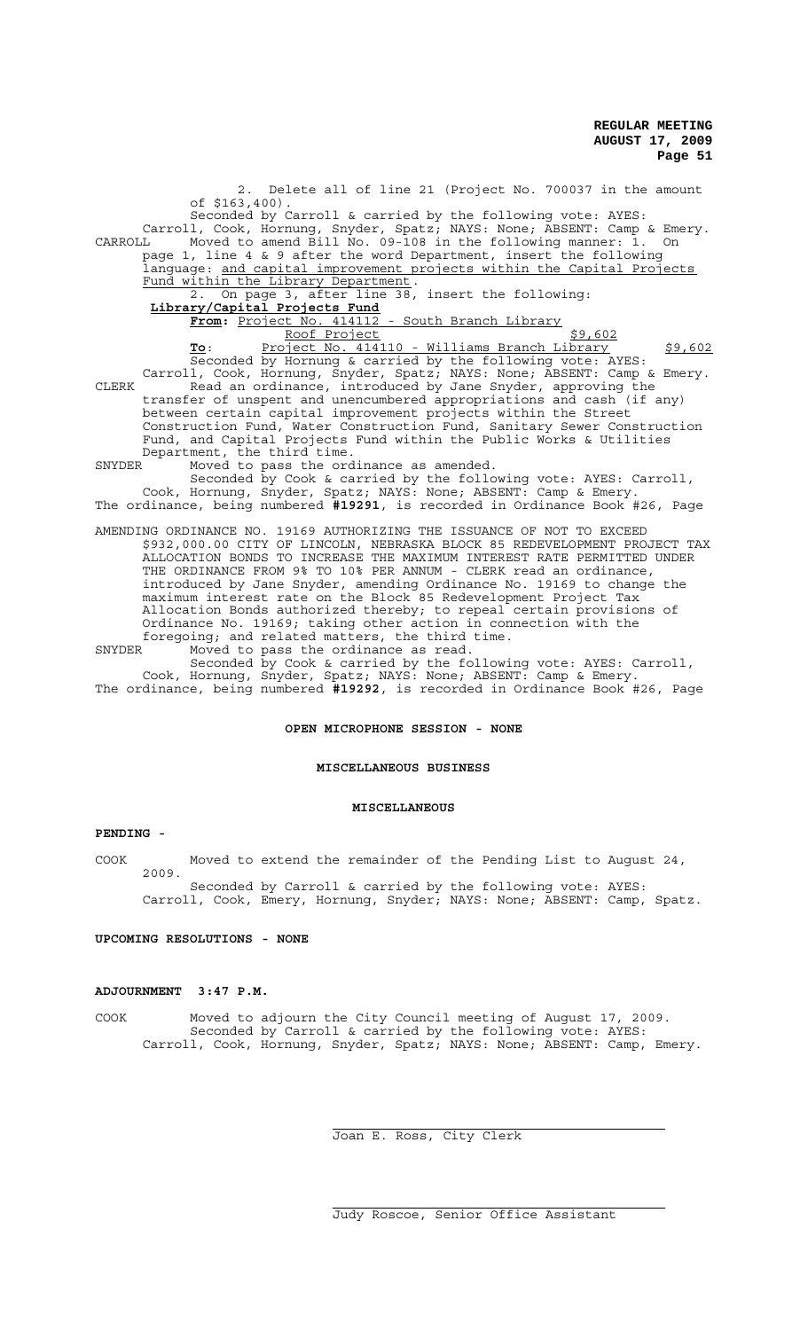2. Delete all of line 21 (Project No. 700037 in the amount of $163,400).

Seconded by Carroll & carried by the following vote: AYES: Carroll, Cook, Hornung, Snyder, Spatz; NAYS: None; ABSENT: Camp & Emery.

CARROLL Moved to amend Bill No. 09-108 in the following manner: 1. On page 1, line 4 & 9 after the word Department, insert the following language: and capital improvement projects within the Capital Projects Fund within the Library Department.

2. On page 3, after line 38, insert the following:

**Library/Capital Projects Fund**

**From:** Project No. 414112 - South Branch Library Roof Project $9,602

**To**: Project No. 414110 - Williams Branch Library $9,602

Seconded by Hornung & carried by the following vote: AYES: Carroll, Cook, Hornung, Snyder, Spatz; NAYS: None; ABSENT: Camp & Emery.

CLERK Read an ordinance, introduced by Jane Snyder, approving the transfer of unspent and unencumbered appropriations and cash (if any) between certain capital improvement projects within the Street Construction Fund, Water Construction Fund, Sanitary Sewer Construction Fund, and Capital Projects Fund within the Public Works & Utilities Department, the third time.

SNYDER Moved to pass the ordinance as amended.

Seconded by Cook & carried by the following vote: AYES: Carroll, Cook, Hornung, Snyder, Spatz; NAYS: None; ABSENT: Camp & Emery.

The ordinance, being numbered **#19291**, is recorded in Ordinance Book #26, Page

AMENDING ORDINANCE NO. 19169 AUTHORIZING THE ISSUANCE OF NOT TO EXCEED $932,000.00 CITY OF LINCOLN, NEBRASKA BLOCK 85 REDEVELOPMENT PROJECT TAX ALLOCATION BONDS TO INCREASE THE MAXIMUM INTEREST RATE PERMITTED UNDER THE ORDINANCE FROM 9% TO 10% PER ANNUM - CLERK read an ordinance, introduced by Jane Snyder, amending Ordinance No. 19169 to change the maximum interest rate on the Block 85 Redevelopment Project Tax Allocation Bonds authorized thereby; to repeal certain provisions of Ordinance No. 19169; taking other action in connection with the foregoing; and related matters, the third time.

SNYDER Moved to pass the ordinance as read.

Seconded by Cook & carried by the following vote: AYES: Carroll, Cook, Hornung, Snyder, Spatz; NAYS: None; ABSENT: Camp & Emery.

The ordinance, being numbered **#19292**, is recorded in Ordinance Book #26, Page

## OPEN MICROPHONE SESSION - NONE

## MISCELLANEOUS BUSINESS

### MISCELLANEOUS

**PENDING -**

COOK Moved to extend the remainder of the Pending List to August 24, 2009.

Seconded by Carroll & carried by the following vote: AYES: Carroll, Cook, Emery, Hornung, Snyder; NAYS: None; ABSENT: Camp, Spatz.

**UPCOMING RESOLUTIONS - NONE**

**ADJOURNMENT 3:47 P.M.**

COOK Moved to adjourn the City Council meeting of August 17, 2009.

Seconded by Carroll & carried by the following vote: AYES: Carroll, Cook, Hornung, Snyder, Spatz; NAYS: None; ABSENT: Camp, Emery.

Joan E. Ross, City Clerk

Judy Roscoe, Senior Office Assistant